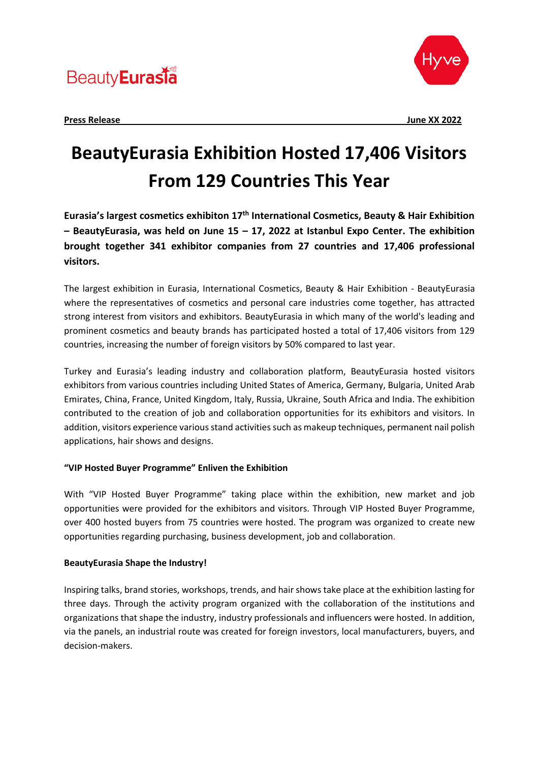**Press Release** **June XX 2022**

# BeautyEurasia Exhibition Hosted 17,406 Visitors From 129 Countries This Year

**Eurasia's largest cosmetics exhibiton 17th International Cosmetics, Beauty & Hair Exhibition – BeautyEurasia, was held on June 15 – 17, 2022 at Istanbul Expo Center. The exhibition brought together 341 exhibitor companies from 27 countries and 17,406 professional visitors.**

The largest exhibition in Eurasia, International Cosmetics, Beauty & Hair Exhibition - BeautyEurasia where the representatives of cosmetics and personal care industries come together, has attracted strong interest from visitors and exhibitors. BeautyEurasia in which many of the world's leading and prominent cosmetics and beauty brands has participated hosted a total of 17,406 visitors from 129 countries, increasing the number of foreign visitors by 50% compared to last year.

Turkey and Eurasia's leading industry and collaboration platform, BeautyEurasia hosted visitors exhibitors from various countries including United States of America, Germany, Bulgaria, United Arab Emirates, China, France, United Kingdom, Italy, Russia, Ukraine, South Africa and India. The exhibition contributed to the creation of job and collaboration opportunities for its exhibitors and visitors. In addition, visitors experience various stand activities such as makeup techniques, permanent nail polish applications, hair shows and designs.

**"VIP Hosted Buyer Programme" Enliven the Exhibition**

With "VIP Hosted Buyer Programme" taking place within the exhibition, new market and job opportunities were provided for the exhibitors and visitors. Through VIP Hosted Buyer Programme, over 400 hosted buyers from 75 countries were hosted. The program was organized to create new opportunities regarding purchasing, business development, job and collaboration.

**BeautyEurasia Shape the Industry!**

Inspiring talks, brand stories, workshops, trends, and hair shows take place at the exhibition lasting for three days. Through the activity program organized with the collaboration of the institutions and organizations that shape the industry, industry professionals and influencers were hosted. In addition, via the panels, an industrial route was created for foreign investors, local manufacturers, buyers, and decision-makers.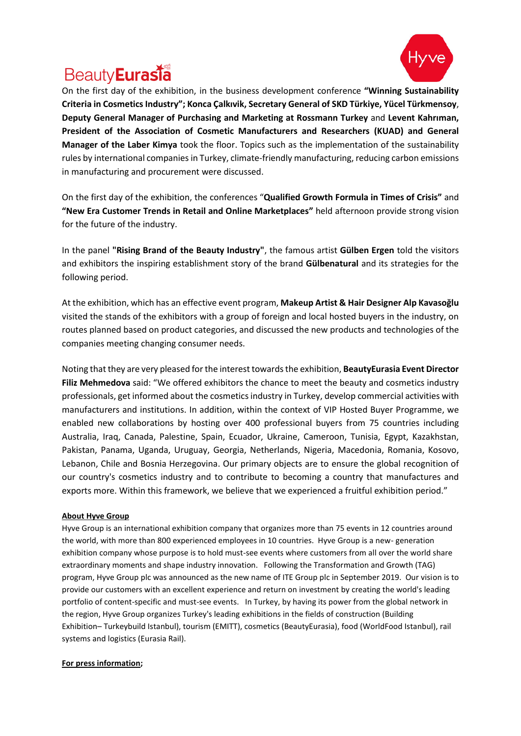On the first day of the exhibition, in the business development conference **"Winning Sustainability Criteria in Cosmetics Industry"; Konca Çalkıvik, Secretary General of SKD Türkiye, Yücel Türkmensoy**, **Deputy General Manager of Purchasing and Marketing at Rossmann Turkey** and **Levent Kahrıman, President of the Association of Cosmetic Manufacturers and Researchers (KUAD) and General Manager of the Laber Kimya** took the floor. Topics such as the implementation of the sustainability rules by international companies in Turkey, climate-friendly manufacturing, reducing carbon emissions in manufacturing and procurement were discussed.

On the first day of the exhibition, the conferences "**Qualified Growth Formula in Times of Crisis"** and **"New Era Customer Trends in Retail and Online Marketplaces"** held afternoon provide strong vision for the future of the industry.

In the panel **"Rising Brand of the Beauty Industry"**, the famous artist **Gülben Ergen** told the visitors and exhibitors the inspiring establishment story of the brand **Gülbenatural** and its strategies for the following period.

At the exhibition, which has an effective event program, **Makeup Artist & Hair Designer Alp Kavasoğlu** visited the stands of the exhibitors with a group of foreign and local hosted buyers in the industry, on routes planned based on product categories, and discussed the new products and technologies of the companies meeting changing consumer needs.

Noting that they are very pleased for the interest towards the exhibition, **BeautyEurasia Event Director Filiz Mehmedova** said: "We offered exhibitors the chance to meet the beauty and cosmetics industry professionals, get informed about the cosmetics industry in Turkey, develop commercial activities with manufacturers and institutions. In addition, within the context of VIP Hosted Buyer Programme, we enabled new collaborations by hosting over 400 professional buyers from 75 countries including Australia, Iraq, Canada, Palestine, Spain, Ecuador, Ukraine, Cameroon, Tunisia, Egypt, Kazakhstan, Pakistan, Panama, Uganda, Uruguay, Georgia, Netherlands, Nigeria, Macedonia, Romania, Kosovo, Lebanon, Chile and Bosnia Herzegovina. Our primary objects are to ensure the global recognition of our country's cosmetics industry and to contribute to becoming a country that manufactures and exports more. Within this framework, we believe that we experienced a fruitful exhibition period."

**About Hyve Group**

Hyve Group is an international exhibition company that organizes more than 75 events in 12 countries around the world, with more than 800 experienced employees in 10 countries. Hyve Group is a new- generation exhibition company whose purpose is to hold must-see events where customers from all over the world share extraordinary moments and shape industry innovation. Following the Transformation and Growth (TAG) program, Hyve Group plc was announced as the new name of ITE Group plc in September 2019. Our vision is to provide our customers with an excellent experience and return on investment by creating the world's leading portfolio of content-specific and must-see events. In Turkey, by having its power from the global network in the region, Hyve Group organizes Turkey's leading exhibitions in the fields of construction (Building Exhibition– Turkeybuild Istanbul), tourism (EMITT), cosmetics (BeautyEurasia), food (WorldFood Istanbul), rail systems and logistics (Eurasia Rail).

**For press information;**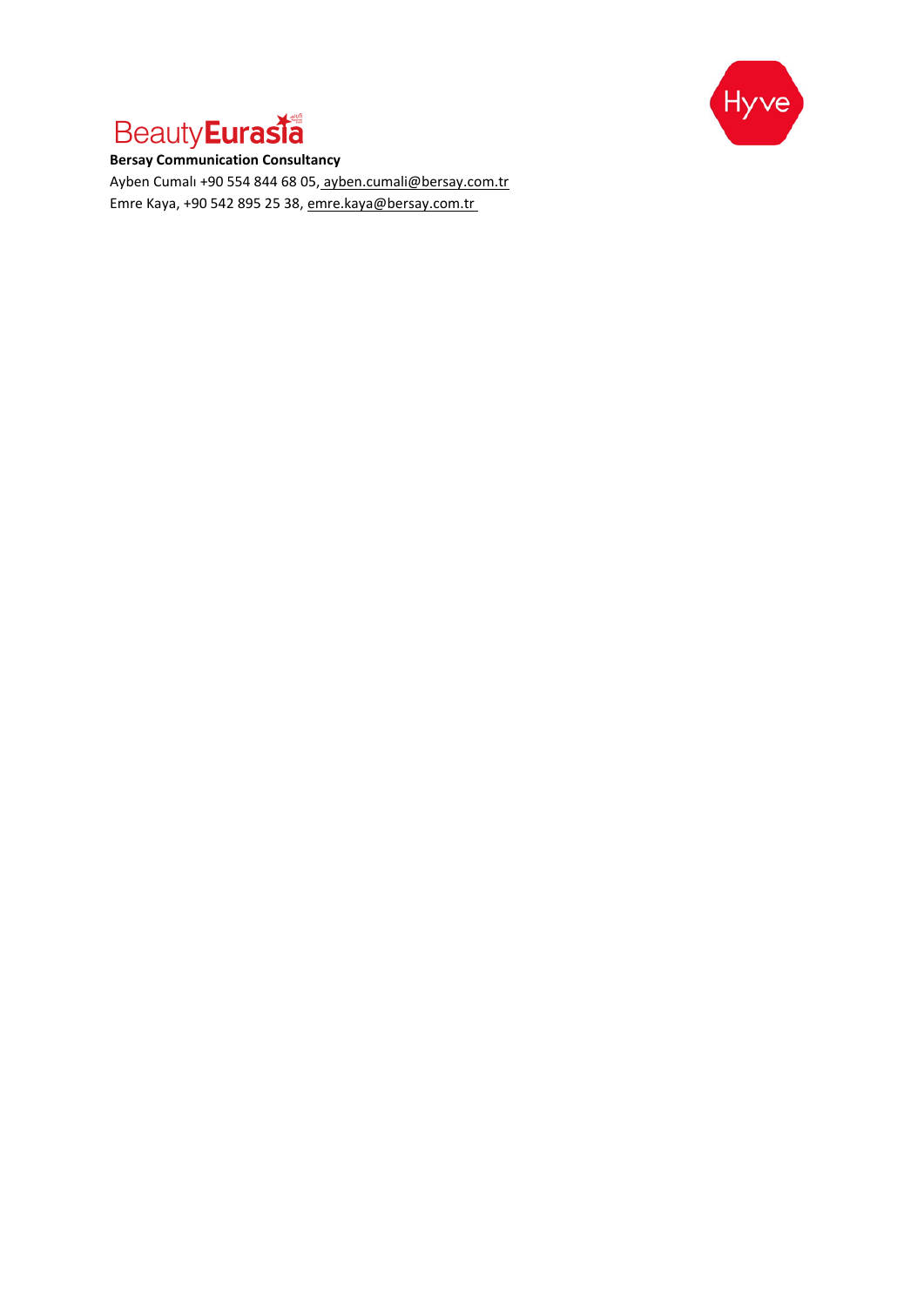**Bersay Communication Consultancy**

Ayben Cumalı +90 554 844 68 05, ayben.cumali@bersay.com.tr

Emre Kaya, +90 542 895 25 38, emre.kaya@bersay.com.tr